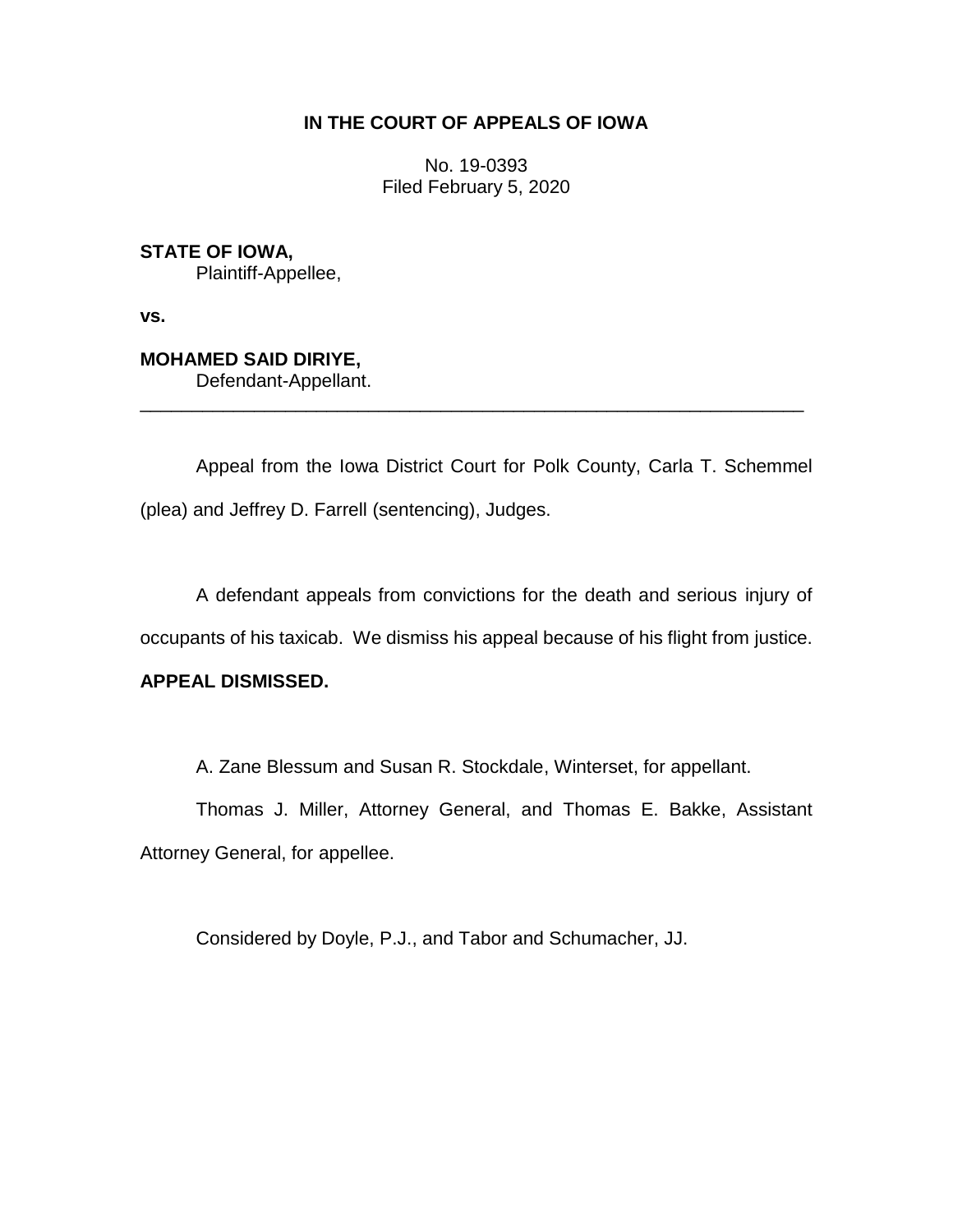**IN THE COURT OF APPEALS OF IOWA**

No. 19-0393
Filed February 5, 2020

**STATE OF IOWA,**
Plaintiff-Appellee,

**vs.**

**MOHAMED SAID DIRIYE,**
Defendant-Appellant.

---

Appeal from the Iowa District Court for Polk County, Carla T. Schemmel (plea) and Jeffrey D. Farrell (sentencing), Judges.

A defendant appeals from convictions for the death and serious injury of occupants of his taxicab. We dismiss his appeal because of his flight from justice.

**APPEAL DISMISSED.**

A. Zane Blessum and Susan R. Stockdale, Winterset, for appellant.

Thomas J. Miller, Attorney General, and Thomas E. Bakke, Assistant Attorney General, for appellee.

Considered by Doyle, P.J., and Tabor and Schumacher, JJ.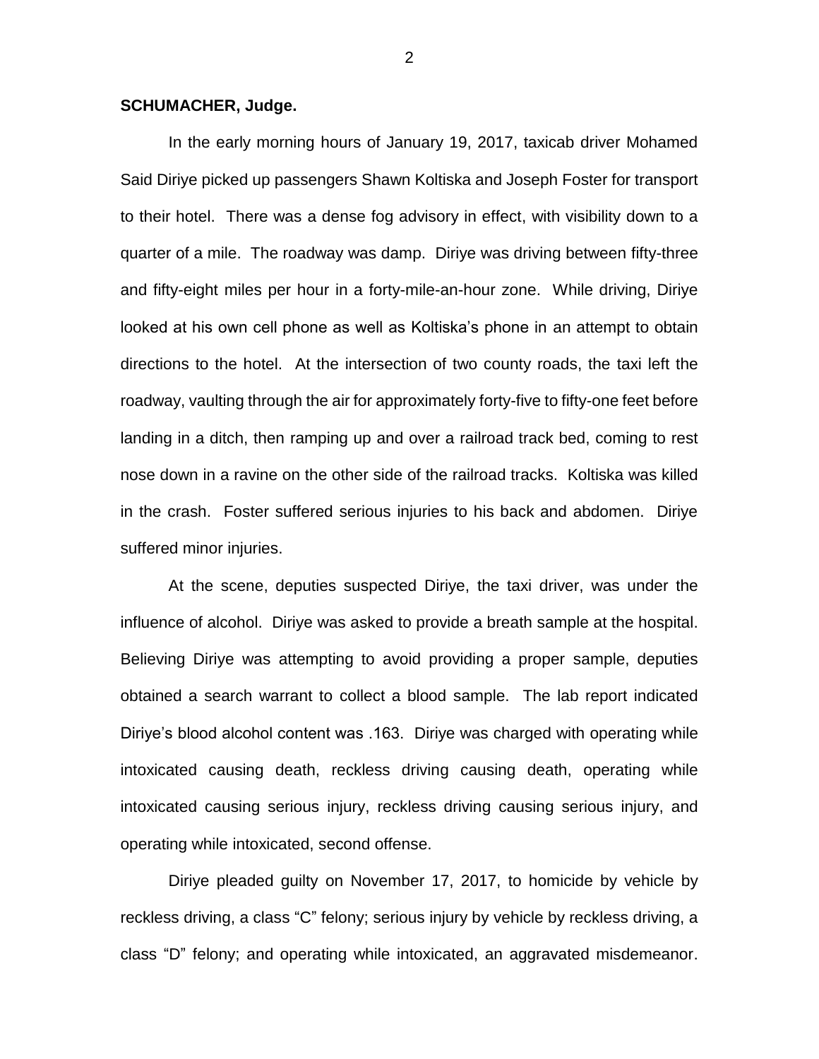**SCHUMACHER, Judge.**

In the early morning hours of January 19, 2017, taxicab driver Mohamed Said Diriye picked up passengers Shawn Koltiska and Joseph Foster for transport to their hotel. There was a dense fog advisory in effect, with visibility down to a quarter of a mile. The roadway was damp. Diriye was driving between fifty-three and fifty-eight miles per hour in a forty-mile-an-hour zone. While driving, Diriye looked at his own cell phone as well as Koltiska's phone in an attempt to obtain directions to the hotel. At the intersection of two county roads, the taxi left the roadway, vaulting through the air for approximately forty-five to fifty-one feet before landing in a ditch, then ramping up and over a railroad track bed, coming to rest nose down in a ravine on the other side of the railroad tracks. Koltiska was killed in the crash. Foster suffered serious injuries to his back and abdomen. Diriye suffered minor injuries.

At the scene, deputies suspected Diriye, the taxi driver, was under the influence of alcohol. Diriye was asked to provide a breath sample at the hospital. Believing Diriye was attempting to avoid providing a proper sample, deputies obtained a search warrant to collect a blood sample. The lab report indicated Diriye's blood alcohol content was .163. Diriye was charged with operating while intoxicated causing death, reckless driving causing death, operating while intoxicated causing serious injury, reckless driving causing serious injury, and operating while intoxicated, second offense.

Diriye pleaded guilty on November 17, 2017, to homicide by vehicle by reckless driving, a class "C" felony; serious injury by vehicle by reckless driving, a class "D" felony; and operating while intoxicated, an aggravated misdemeanor.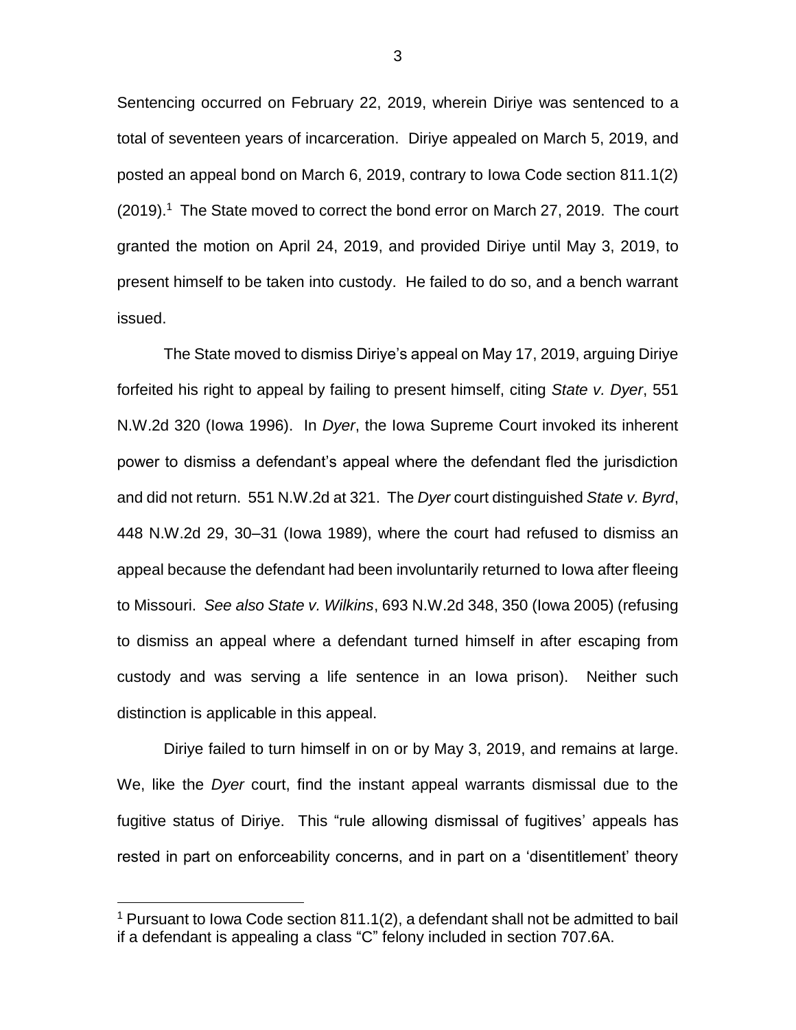Sentencing occurred on February 22, 2019, wherein Diriye was sentenced to a total of seventeen years of incarceration. Diriye appealed on March 5, 2019, and posted an appeal bond on March 6, 2019, contrary to Iowa Code section 811.1(2) (2019).[1] The State moved to correct the bond error on March 27, 2019. The court granted the motion on April 24, 2019, and provided Diriye until May 3, 2019, to present himself to be taken into custody. He failed to do so, and a bench warrant issued.

The State moved to dismiss Diriye's appeal on May 17, 2019, arguing Diriye forfeited his right to appeal by failing to present himself, citing *State v. Dyer*, 551 N.W.2d 320 (Iowa 1996). In *Dyer*, the Iowa Supreme Court invoked its inherent power to dismiss a defendant's appeal where the defendant fled the jurisdiction and did not return. 551 N.W.2d at 321. The *Dyer* court distinguished *State v. Byrd*, 448 N.W.2d 29, 30–31 (Iowa 1989), where the court had refused to dismiss an appeal because the defendant had been involuntarily returned to Iowa after fleeing to Missouri. *See also State v. Wilkins*, 693 N.W.2d 348, 350 (Iowa 2005) (refusing to dismiss an appeal where a defendant turned himself in after escaping from custody and was serving a life sentence in an Iowa prison). Neither such distinction is applicable in this appeal.

Diriye failed to turn himself in on or by May 3, 2019, and remains at large. We, like the *Dyer* court, find the instant appeal warrants dismissal due to the fugitive status of Diriye. This "rule allowing dismissal of fugitives' appeals has rested in part on enforceability concerns, and in part on a 'disentitlement' theory

---

[1] Pursuant to Iowa Code section 811.1(2), a defendant shall not be admitted to bail if a defendant is appealing a class "C" felony included in section 707.6A.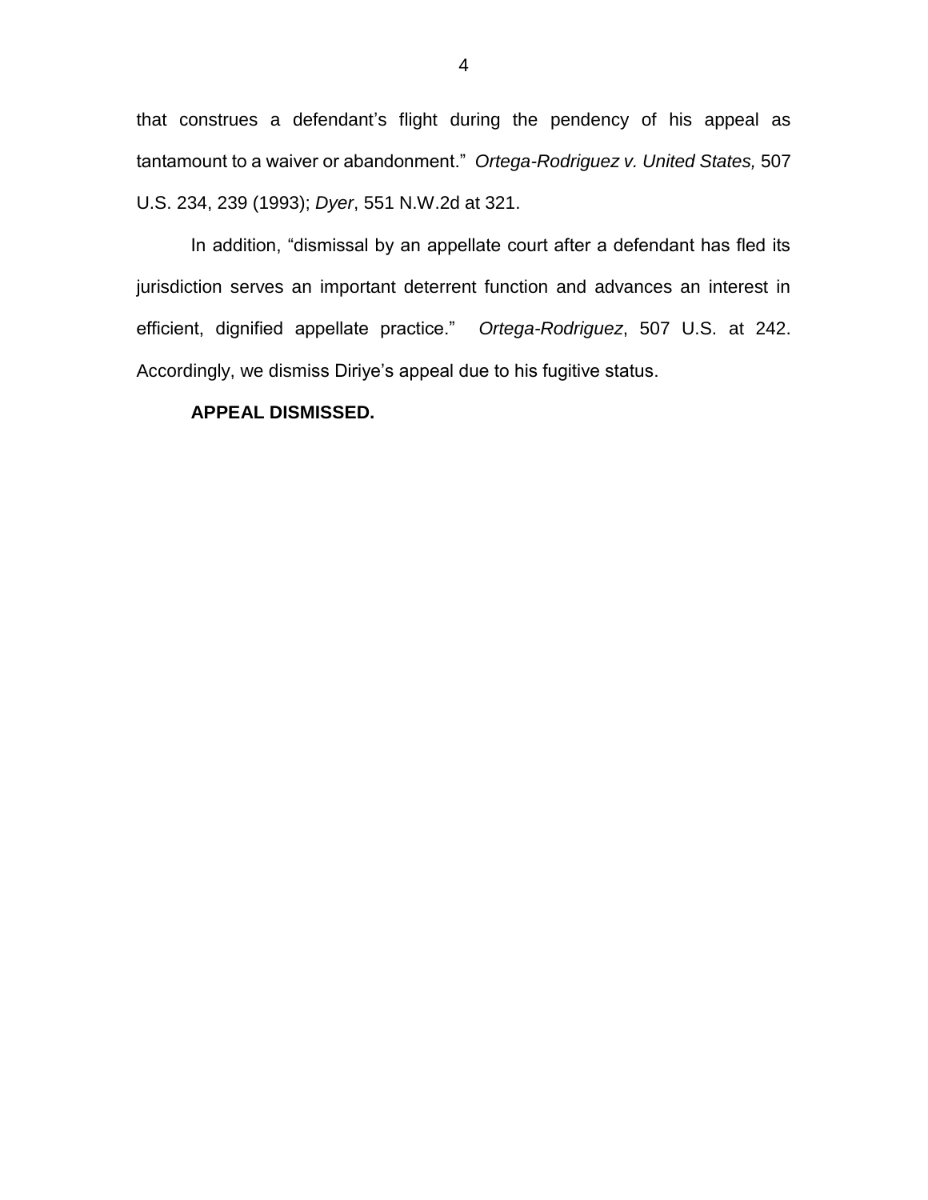that construes a defendant's flight during the pendency of his appeal as tantamount to a waiver or abandonment." *Ortega-Rodriguez v. United States,* 507 U.S. 234, 239 (1993); *Dyer*, 551 N.W.2d at 321.

In addition, "dismissal by an appellate court after a defendant has fled its jurisdiction serves an important deterrent function and advances an interest in efficient, dignified appellate practice." *Ortega-Rodriguez*, 507 U.S. at 242. Accordingly, we dismiss Diriye's appeal due to his fugitive status.

**APPEAL DISMISSED.**